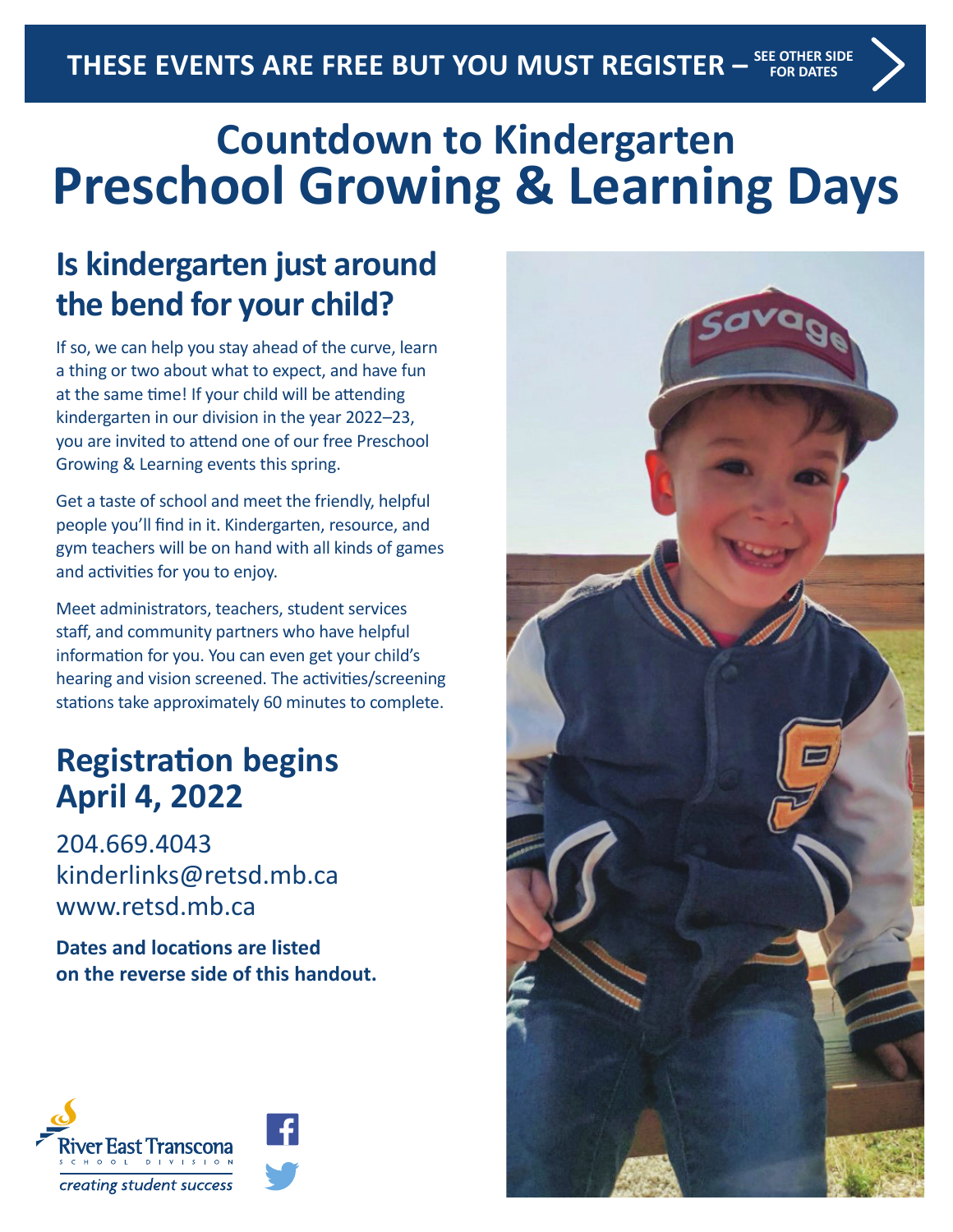**THESE EVENTS ARE FREE BUT YOU MUST REGISTER – SEE OTHER SIDE FOR DATES**

# Countdown to Kindergarten
# Preschool Growing & Learning Days

## Is kindergarten just around the bend for your child?

If so, we can help you stay ahead of the curve, learn a thing or two about what to expect, and have fun at the same time! If your child will be attending kindergarten in our division in the year 2022–23, you are invited to attend one of our free Preschool Growing & Learning events this spring.

Get a taste of school and meet the friendly, helpful people you'll find in it. Kindergarten, resource, and gym teachers will be on hand with all kinds of games and activities for you to enjoy.

Meet administrators, teachers, student services staff, and community partners who have helpful information for you. You can even get your child's hearing and vision screened. The activities/screening stations take approximately 60 minutes to complete.

## Registration begins April 4, 2022

204.669.4043
kinderlinks@retsd.mb.ca
www.retsd.mb.ca

**Dates and locations are listed on the reverse side of this handout.**

River East Transcona School Division
*creating student success*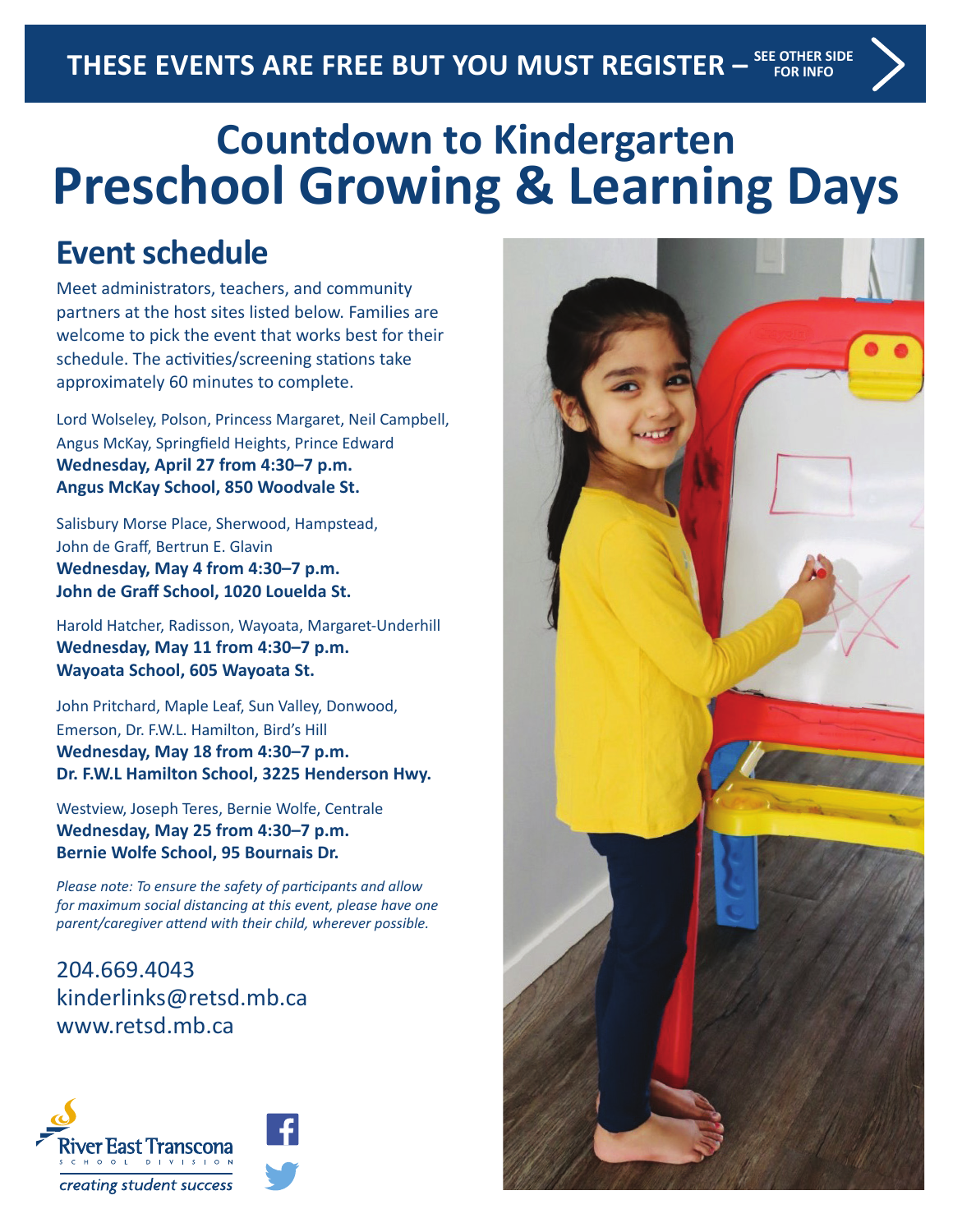**THESE EVENTS ARE FREE BUT YOU MUST REGISTER – SEE OTHER SIDE FOR INFO**

# Countdown to Kindergarten
# Preschool Growing & Learning Days

## Event schedule

Meet administrators, teachers, and community partners at the host sites listed below. Families are welcome to pick the event that works best for their schedule. The activities/screening stations take approximately 60 minutes to complete.

Lord Wolseley, Polson, Princess Margaret, Neil Campbell, Angus McKay, Springfield Heights, Prince Edward
**Wednesday, April 27 from 4:30–7 p.m.**
**Angus McKay School, 850 Woodvale St.**

Salisbury Morse Place, Sherwood, Hampstead, John de Graff, Bertrun E. Glavin
**Wednesday, May 4 from 4:30–7 p.m.**
**John de Graff School, 1020 Louelda St.**

Harold Hatcher, Radisson, Wayoata, Margaret-Underhill
**Wednesday, May 11 from 4:30–7 p.m.**
**Wayoata School, 605 Wayoata St.**

John Pritchard, Maple Leaf, Sun Valley, Donwood, Emerson, Dr. F.W.L. Hamilton, Bird's Hill
**Wednesday, May 18 from 4:30–7 p.m.**
**Dr. F.W.L Hamilton School, 3225 Henderson Hwy.**

Westview, Joseph Teres, Bernie Wolfe, Centrale
**Wednesday, May 25 from 4:30–7 p.m.**
**Bernie Wolfe School, 95 Bournais Dr.**

*Please note: To ensure the safety of participants and allow for maximum social distancing at this event, please have one parent/caregiver attend with their child, wherever possible.*

204.669.4043
kinderlinks@retsd.mb.ca
www.retsd.mb.ca

River East Transcona School Division
*creating student success*